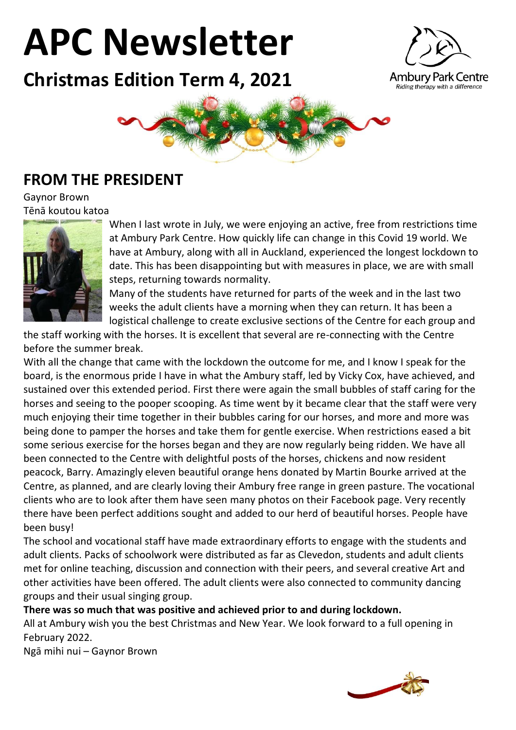# APC Newsletter

## Christmas Edition Term 4, 2021

Ambury Park Centre
*Riding therapy with a difference*

## FROM THE PRESIDENT

Gaynor Brown

Tēnā koutou katoa

When I last wrote in July, we were enjoying an active, free from restrictions time at Ambury Park Centre. How quickly life can change in this Covid 19 world. We have at Ambury, along with all in Auckland, experienced the longest lockdown to date. This has been disappointing but with measures in place, we are with small steps, returning towards normality.

Many of the students have returned for parts of the week and in the last two weeks the adult clients have a morning when they can return. It has been a logistical challenge to create exclusive sections of the Centre for each group and the staff working with the horses. It is excellent that several are re-connecting with the Centre before the summer break.

With all the change that came with the lockdown the outcome for me, and I know I speak for the board, is the enormous pride I have in what the Ambury staff, led by Vicky Cox, have achieved, and sustained over this extended period. First there were again the small bubbles of staff caring for the horses and seeing to the pooper scooping. As time went by it became clear that the staff were very much enjoying their time together in their bubbles caring for our horses, and more and more was being done to pamper the horses and take them for gentle exercise. When restrictions eased a bit some serious exercise for the horses began and they are now regularly being ridden. We have all been connected to the Centre with delightful posts of the horses, chickens and now resident peacock, Barry. Amazingly eleven beautiful orange hens donated by Martin Bourke arrived at the Centre, as planned, and are clearly loving their Ambury free range in green pasture. The vocational clients who are to look after them have seen many photos on their Facebook page. Very recently there have been perfect additions sought and added to our herd of beautiful horses. People have been busy!

The school and vocational staff have made extraordinary efforts to engage with the students and adult clients. Packs of schoolwork were distributed as far as Clevedon, students and adult clients met for online teaching, discussion and connection with their peers, and several creative Art and other activities have been offered. The adult clients were also connected to community dancing groups and their usual singing group.

**There was so much that was positive and achieved prior to and during lockdown.**

All at Ambury wish you the best Christmas and New Year. We look forward to a full opening in February 2022.

Ngā mihi nui – Gaynor Brown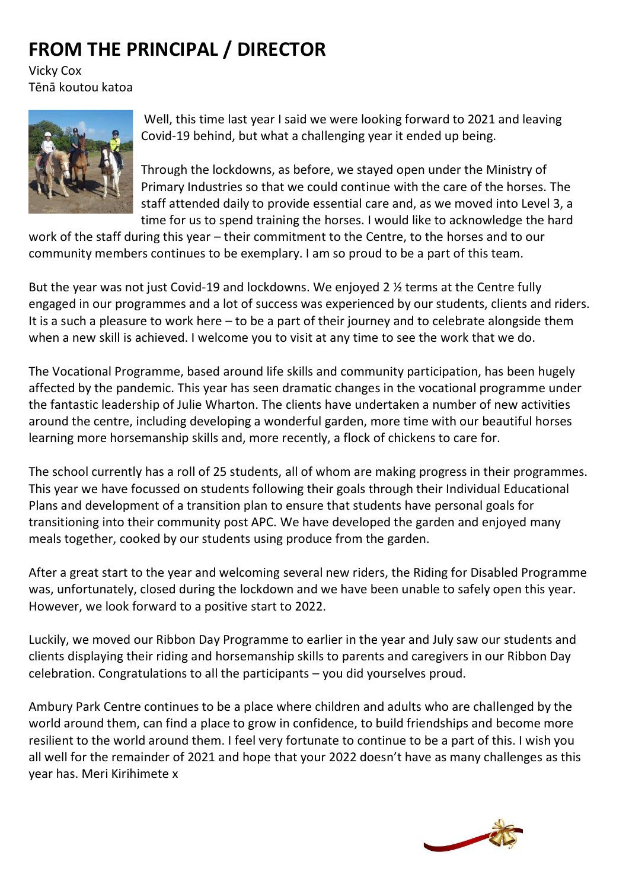# FROM THE PRINCIPAL / DIRECTOR

Vicky Cox

Tēnā koutou katoa

Well, this time last year I said we were looking forward to 2021 and leaving Covid-19 behind, but what a challenging year it ended up being.

Through the lockdowns, as before, we stayed open under the Ministry of Primary Industries so that we could continue with the care of the horses. The staff attended daily to provide essential care and, as we moved into Level 3, a time for us to spend training the horses. I would like to acknowledge the hard work of the staff during this year – their commitment to the Centre, to the horses and to our community members continues to be exemplary. I am so proud to be a part of this team.

But the year was not just Covid-19 and lockdowns. We enjoyed 2 ½ terms at the Centre fully engaged in our programmes and a lot of success was experienced by our students, clients and riders. It is a such a pleasure to work here – to be a part of their journey and to celebrate alongside them when a new skill is achieved. I welcome you to visit at any time to see the work that we do.

The Vocational Programme, based around life skills and community participation, has been hugely affected by the pandemic. This year has seen dramatic changes in the vocational programme under the fantastic leadership of Julie Wharton. The clients have undertaken a number of new activities around the centre, including developing a wonderful garden, more time with our beautiful horses learning more horsemanship skills and, more recently, a flock of chickens to care for.

The school currently has a roll of 25 students, all of whom are making progress in their programmes. This year we have focussed on students following their goals through their Individual Educational Plans and development of a transition plan to ensure that students have personal goals for transitioning into their community post APC. We have developed the garden and enjoyed many meals together, cooked by our students using produce from the garden.

After a great start to the year and welcoming several new riders, the Riding for Disabled Programme was, unfortunately, closed during the lockdown and we have been unable to safely open this year. However, we look forward to a positive start to 2022.

Luckily, we moved our Ribbon Day Programme to earlier in the year and July saw our students and clients displaying their riding and horsemanship skills to parents and caregivers in our Ribbon Day celebration. Congratulations to all the participants – you did yourselves proud.

Ambury Park Centre continues to be a place where children and adults who are challenged by the world around them, can find a place to grow in confidence, to build friendships and become more resilient to the world around them. I feel very fortunate to continue to be a part of this. I wish you all well for the remainder of 2021 and hope that your 2022 doesn't have as many challenges as this year has. Meri Kirihimete x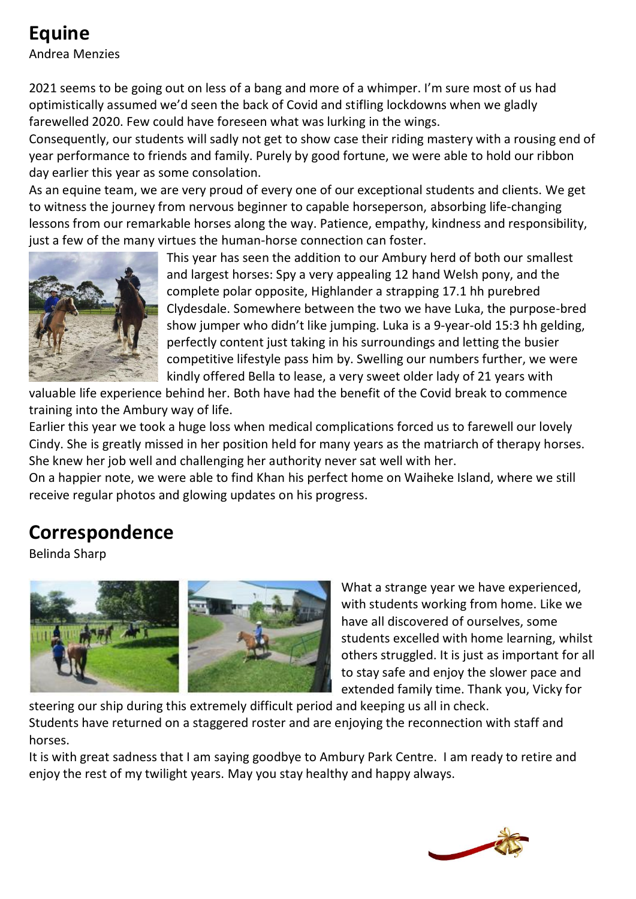## Equine

Andrea Menzies

2021 seems to be going out on less of a bang and more of a whimper. I'm sure most of us had optimistically assumed we'd seen the back of Covid and stifling lockdowns when we gladly farewelled 2020. Few could have foreseen what was lurking in the wings.

Consequently, our students will sadly not get to show case their riding mastery with a rousing end of year performance to friends and family. Purely by good fortune, we were able to hold our ribbon day earlier this year as some consolation.

As an equine team, we are very proud of every one of our exceptional students and clients. We get to witness the journey from nervous beginner to capable horseperson, absorbing life-changing lessons from our remarkable horses along the way. Patience, empathy, kindness and responsibility, just a few of the many virtues the human-horse connection can foster.

This year has seen the addition to our Ambury herd of both our smallest and largest horses: Spy a very appealing 12 hand Welsh pony, and the complete polar opposite, Highlander a strapping 17.1 hh purebred Clydesdale. Somewhere between the two we have Luka, the purpose-bred show jumper who didn't like jumping. Luka is a 9-year-old 15:3 hh gelding, perfectly content just taking in his surroundings and letting the busier competitive lifestyle pass him by. Swelling our numbers further, we were kindly offered Bella to lease, a very sweet older lady of 21 years with valuable life experience behind her. Both have had the benefit of the Covid break to commence training into the Ambury way of life.

Earlier this year we took a huge loss when medical complications forced us to farewell our lovely Cindy. She is greatly missed in her position held for many years as the matriarch of therapy horses. She knew her job well and challenging her authority never sat well with her.

On a happier note, we were able to find Khan his perfect home on Waiheke Island, where we still receive regular photos and glowing updates on his progress.

## Correspondence

Belinda Sharp

What a strange year we have experienced, with students working from home. Like we have all discovered of ourselves, some students excelled with home learning, whilst others struggled. It is just as important for all to stay safe and enjoy the slower pace and extended family time. Thank you, Vicky for steering our ship during this extremely difficult period and keeping us all in check.

Students have returned on a staggered roster and are enjoying the reconnection with staff and horses.

It is with great sadness that I am saying goodbye to Ambury Park Centre. I am ready to retire and enjoy the rest of my twilight years. May you stay healthy and happy always.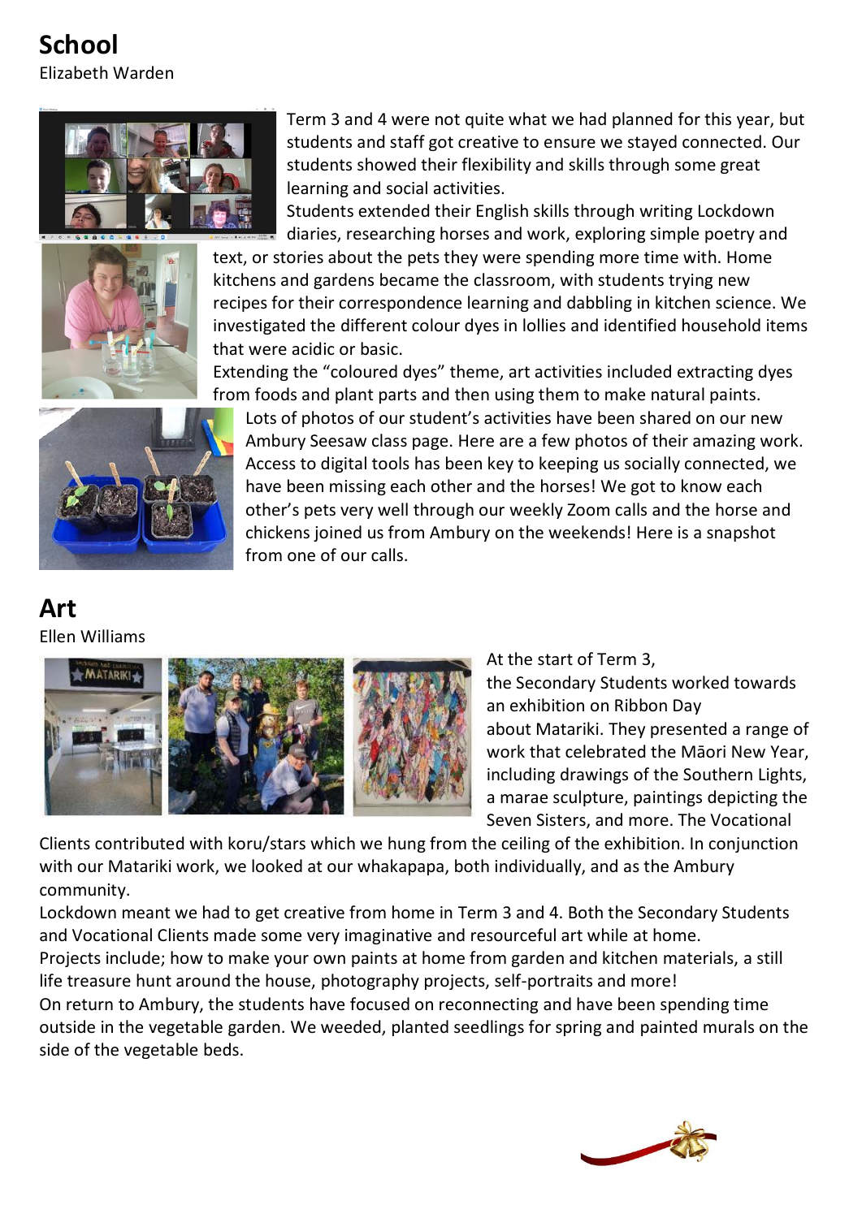# School

Elizabeth Warden

Term 3 and 4 were not quite what we had planned for this year, but students and staff got creative to ensure we stayed connected. Our students showed their flexibility and skills through some great learning and social activities.

Students extended their English skills through writing Lockdown diaries, researching horses and work, exploring simple poetry and text, or stories about the pets they were spending more time with. Home kitchens and gardens became the classroom, with students trying new recipes for their correspondence learning and dabbling in kitchen science. We investigated the different colour dyes in lollies and identified household items that were acidic or basic.

Extending the "coloured dyes" theme, art activities included extracting dyes from foods and plant parts and then using them to make natural paints.

Lots of photos of our student's activities have been shared on our new Ambury Seesaw class page. Here are a few photos of their amazing work. Access to digital tools has been key to keeping us socially connected, we have been missing each other and the horses! We got to know each other's pets very well through our weekly Zoom calls and the horse and chickens joined us from Ambury on the weekends! Here is a snapshot from one of our calls.

# Art

Ellen Williams

At the start of Term 3, the Secondary Students worked towards an exhibition on Ribbon Day about Matariki. They presented a range of work that celebrated the Māori New Year, including drawings of the Southern Lights, a marae sculpture, paintings depicting the Seven Sisters, and more. The Vocational Clients contributed with koru/stars which we hung from the ceiling of the exhibition. In conjunction with our Matariki work, we looked at our whakapapa, both individually, and as the Ambury community.

Lockdown meant we had to get creative from home in Term 3 and 4. Both the Secondary Students and Vocational Clients made some very imaginative and resourceful art while at home.

Projects include; how to make your own paints at home from garden and kitchen materials, a still life treasure hunt around the house, photography projects, self-portraits and more!

On return to Ambury, the students have focused on reconnecting and have been spending time outside in the vegetable garden. We weeded, planted seedlings for spring and painted murals on the side of the vegetable beds.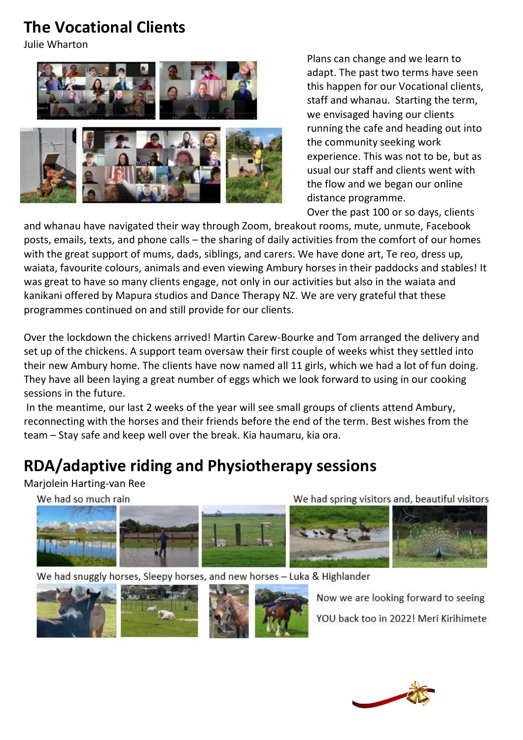## The Vocational Clients

Julie Wharton

Plans can change and we learn to adapt. The past two terms have seen this happen for our Vocational clients, staff and whanau. Starting the term, we envisaged having our clients running the cafe and heading out into the community seeking work experience. This was not to be, but as usual our staff and clients went with the flow and we began our online distance programme.

Over the past 100 or so days, clients and whanau have navigated their way through Zoom, breakout rooms, mute, unmute, Facebook posts, emails, texts, and phone calls – the sharing of daily activities from the comfort of our homes with the great support of mums, dads, siblings, and carers. We have done art, Te reo, dress up, waiata, favourite colours, animals and even viewing Ambury horses in their paddocks and stables! It was great to have so many clients engage, not only in our activities but also in the waiata and kanikani offered by Mapura studios and Dance Therapy NZ. We are very grateful that these programmes continued on and still provide for our clients.

Over the lockdown the chickens arrived! Martin Carew-Bourke and Tom arranged the delivery and set up of the chickens. A support team oversaw their first couple of weeks whist they settled into their new Ambury home. The clients have now named all 11 girls, which we had a lot of fun doing. They have all been laying a great number of eggs which we look forward to using in our cooking sessions in the future.

In the meantime, our last 2 weeks of the year will see small groups of clients attend Ambury, reconnecting with the horses and their friends before the end of the term. Best wishes from the team – Stay safe and keep well over the break. Kia haumaru, kia ora.

## RDA/adaptive riding and Physiotherapy sessions

Marjolein Harting-van Ree

We had so much rain

We had spring visitors and, beautiful visitors

We had snuggly horses, Sleepy horses, and new horses – Luka & Highlander

Now we are looking forward to seeing YOU back too in 2022! Meri Kirihimete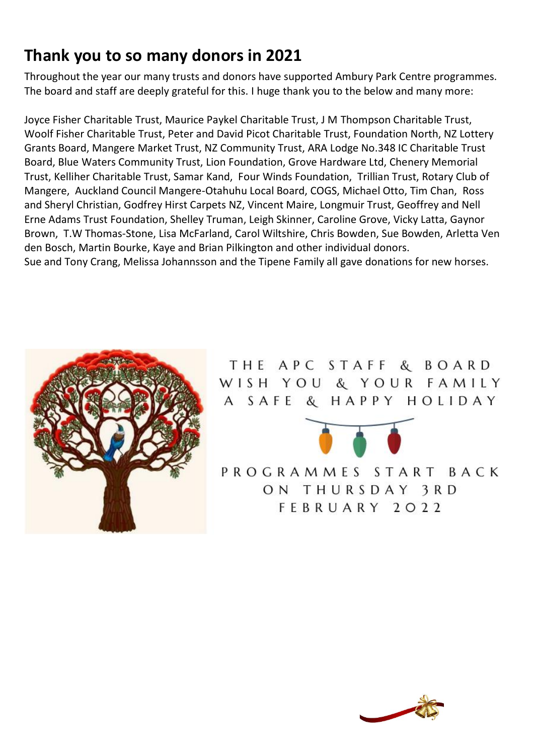## Thank you to so many donors in 2021

Throughout the year our many trusts and donors have supported Ambury Park Centre programmes. The board and staff are deeply grateful for this. I huge thank you to the below and many more:

Joyce Fisher Charitable Trust, Maurice Paykel Charitable Trust, J M Thompson Charitable Trust, Woolf Fisher Charitable Trust, Peter and David Picot Charitable Trust, Foundation North, NZ Lottery Grants Board, Mangere Market Trust, NZ Community Trust, ARA Lodge No.348 IC Charitable Trust Board, Blue Waters Community Trust, Lion Foundation, Grove Hardware Ltd, Chenery Memorial Trust, Kelliher Charitable Trust, Samar Kand, Four Winds Foundation, Trillian Trust, Rotary Club of Mangere, Auckland Council Mangere-Otahuhu Local Board, COGS, Michael Otto, Tim Chan, Ross and Sheryl Christian, Godfrey Hirst Carpets NZ, Vincent Maire, Longmuir Trust, Geoffrey and Nell Erne Adams Trust Foundation, Shelley Truman, Leigh Skinner, Caroline Grove, Vicky Latta, Gaynor Brown, T.W Thomas-Stone, Lisa McFarland, Carol Wiltshire, Chris Bowden, Sue Bowden, Arletta Ven den Bosch, Martin Bourke, Kaye and Brian Pilkington and other individual donors.
Sue and Tony Crang, Melissa Johannsson and the Tipene Family all gave donations for new horses.

THE APC STAFF & BOARD WISH YOU & YOUR FAMILY A SAFE & HAPPY HOLIDAY

PROGRAMMES START BACK ON THURSDAY 3RD FEBRUARY 2022